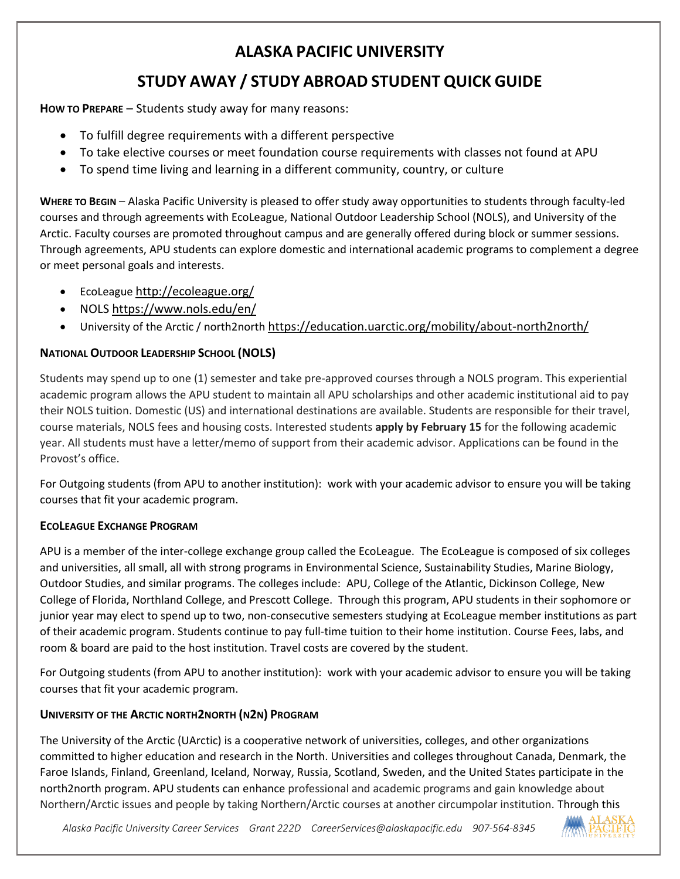# ALASKA PACIFIC UNIVERSITY

## STUDY AWAY / STUDY ABROAD STUDENT QUICK GUIDE

**HOW TO PREPARE** – Students study away for many reasons:

- To fulfill degree requirements with a different perspective
- To take elective courses or meet foundation course requirements with classes not found at APU
- To spend time living and learning in a different community, country, or culture

**WHERE TO BEGIN** – Alaska Pacific University is pleased to offer study away opportunities to students through faculty-led courses and through agreements with EcoLeague, National Outdoor Leadership School (NOLS), and University of the Arctic. Faculty courses are promoted throughout campus and are generally offered during block or summer sessions. Through agreements, APU students can explore domestic and international academic programs to complement a degree or meet personal goals and interests.

- EcoLeague http://ecoleague.org/
- NOLS https://www.nols.edu/en/
- University of the Arctic / north2north https://education.uarctic.org/mobility/about-north2north/

### NATIONAL OUTDOOR LEADERSHIP SCHOOL (NOLS)

Students may spend up to one (1) semester and take pre-approved courses through a NOLS program. This experiential academic program allows the APU student to maintain all APU scholarships and other academic institutional aid to pay their NOLS tuition. Domestic (US) and international destinations are available. Students are responsible for their travel, course materials, NOLS fees and housing costs. Interested students **apply by February 15** for the following academic year. All students must have a letter/memo of support from their academic advisor. Applications can be found in the Provost's office.

For Outgoing students (from APU to another institution): work with your academic advisor to ensure you will be taking courses that fit your academic program.

### ECOLEAGUE EXCHANGE PROGRAM

APU is a member of the inter-college exchange group called the EcoLeague. The EcoLeague is composed of six colleges and universities, all small, all with strong programs in Environmental Science, Sustainability Studies, Marine Biology, Outdoor Studies, and similar programs. The colleges include: APU, College of the Atlantic, Dickinson College, New College of Florida, Northland College, and Prescott College. Through this program, APU students in their sophomore or junior year may elect to spend up to two, non-consecutive semesters studying at EcoLeague member institutions as part of their academic program. Students continue to pay full-time tuition to their home institution. Course Fees, labs, and room & board are paid to the host institution. Travel costs are covered by the student.

For Outgoing students (from APU to another institution): work with your academic advisor to ensure you will be taking courses that fit your academic program.

### UNIVERSITY OF THE ARCTIC NORTH2NORTH (N2N) PROGRAM

The University of the Arctic (UArctic) is a cooperative network of universities, colleges, and other organizations committed to higher education and research in the North. Universities and colleges throughout Canada, Denmark, the Faroe Islands, Finland, Greenland, Iceland, Norway, Russia, Scotland, Sweden, and the United States participate in the north2north program. APU students can enhance professional and academic programs and gain knowledge about Northern/Arctic issues and people by taking Northern/Arctic courses at another circumpolar institution. Through this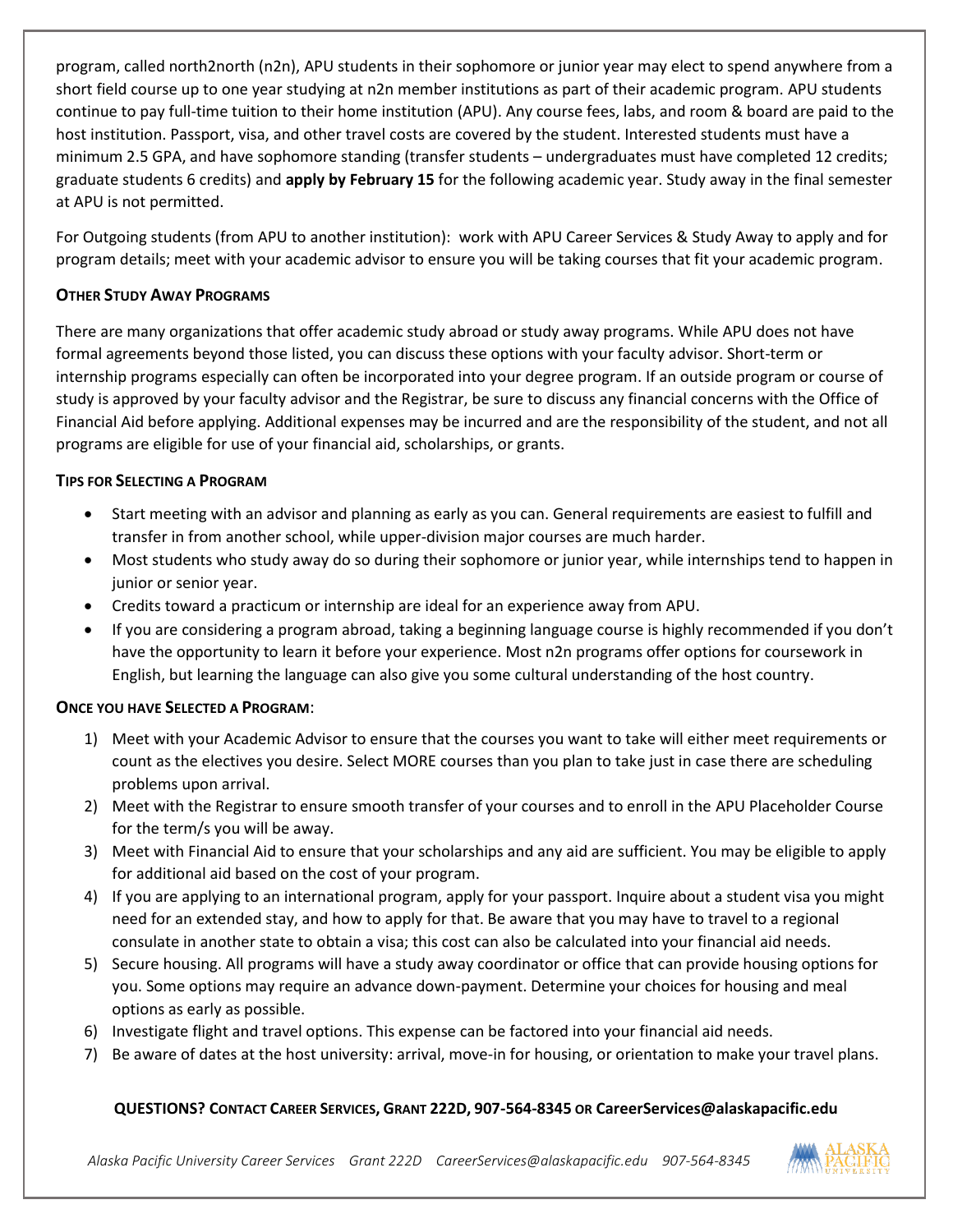program, called north2north (n2n), APU students in their sophomore or junior year may elect to spend anywhere from a short field course up to one year studying at n2n member institutions as part of their academic program. APU students continue to pay full-time tuition to their home institution (APU). Any course fees, labs, and room & board are paid to the host institution. Passport, visa, and other travel costs are covered by the student. Interested students must have a minimum 2.5 GPA, and have sophomore standing (transfer students – undergraduates must have completed 12 credits; graduate students 6 credits) and **apply by February 15** for the following academic year. Study away in the final semester at APU is not permitted.

For Outgoing students (from APU to another institution): work with APU Career Services & Study Away to apply and for program details; meet with your academic advisor to ensure you will be taking courses that fit your academic program.

### Other Study Away Programs

There are many organizations that offer academic study abroad or study away programs. While APU does not have formal agreements beyond those listed, you can discuss these options with your faculty advisor. Short-term or internship programs especially can often be incorporated into your degree program. If an outside program or course of study is approved by your faculty advisor and the Registrar, be sure to discuss any financial concerns with the Office of Financial Aid before applying. Additional expenses may be incurred and are the responsibility of the student, and not all programs are eligible for use of your financial aid, scholarships, or grants.

### Tips for Selecting a Program

- Start meeting with an advisor and planning as early as you can. General requirements are easiest to fulfill and transfer in from another school, while upper-division major courses are much harder.
- Most students who study away do so during their sophomore or junior year, while internships tend to happen in junior or senior year.
- Credits toward a practicum or internship are ideal for an experience away from APU.
- If you are considering a program abroad, taking a beginning language course is highly recommended if you don't have the opportunity to learn it before your experience. Most n2n programs offer options for coursework in English, but learning the language can also give you some cultural understanding of the host country.

### Once you have Selected a Program:

1) Meet with your Academic Advisor to ensure that the courses you want to take will either meet requirements or count as the electives you desire. Select MORE courses than you plan to take just in case there are scheduling problems upon arrival.
2) Meet with the Registrar to ensure smooth transfer of your courses and to enroll in the APU Placeholder Course for the term/s you will be away.
3) Meet with Financial Aid to ensure that your scholarships and any aid are sufficient. You may be eligible to apply for additional aid based on the cost of your program.
4) If you are applying to an international program, apply for your passport. Inquire about a student visa you might need for an extended stay, and how to apply for that. Be aware that you may have to travel to a regional consulate in another state to obtain a visa; this cost can also be calculated into your financial aid needs.
5) Secure housing. All programs will have a study away coordinator or office that can provide housing options for you. Some options may require an advance down-payment. Determine your choices for housing and meal options as early as possible.
6) Investigate flight and travel options. This expense can be factored into your financial aid needs.
7) Be aware of dates at the host university: arrival, move-in for housing, or orientation to make your travel plans.

**QUESTIONS? CONTACT CAREER SERVICES, GRANT 222D, 907-564-8345 OR CareerServices@alaskapacific.edu**